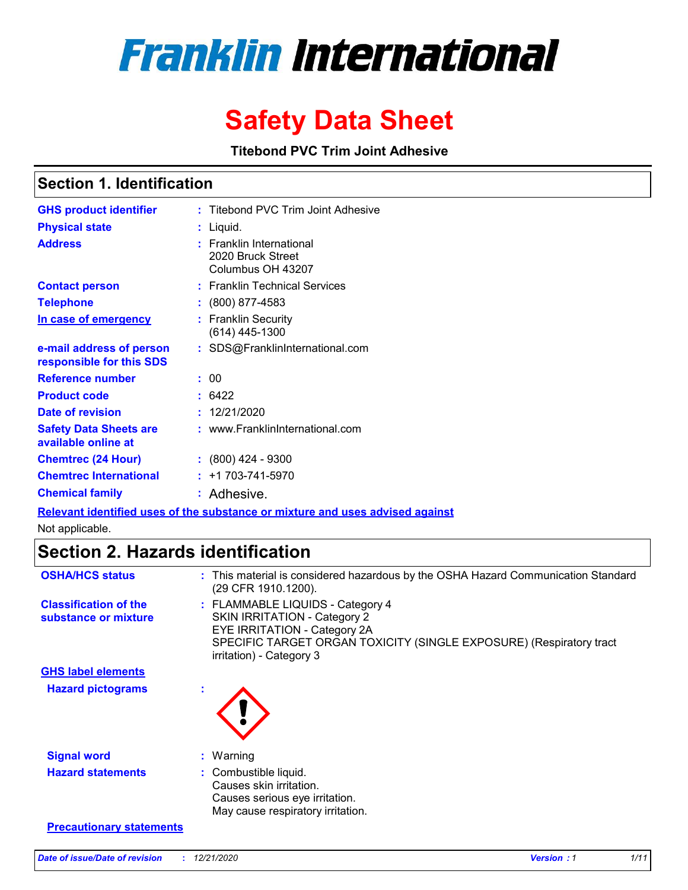# Franklin International

# Safety Data Sheet

**Titebond PVC Trim Joint Adhesive**

## Section 1. Identification

| | | |
|---|---|---|
| **GHS product identifier** | : | Titebond PVC Trim Joint Adhesive |
| **Physical state** | : | Liquid. |
| **Address** | : | Franklin International<br>2020 Bruck Street<br>Columbus OH 43207 |
| **Contact person** | : | Franklin Technical Services |
| **Telephone** | : | (800) 877-4583 |
| **In case of emergency** | : | Franklin Security<br>(614) 445-1300 |
| **e-mail address of person responsible for this SDS** | : | SDS@FranklinInternational.com |
| **Reference number** | : | 00 |
| **Product code** | : | 6422 |
| **Date of revision** | : | 12/21/2020 |
| **Safety Data Sheets are available online at** | : | www.FranklinInternational.com |
| **Chemtrec (24 Hour)** | : | (800) 424 - 9300 |
| **Chemtrec International** | : | +1 703-741-5970 |
| **Chemical family** | : | Adhesive. |

**Relevant identified uses of the substance or mixture and uses advised against**

Not applicable.

## Section 2. Hazards identification

| | | |
|---|---|---|
| **OSHA/HCS status** | : | This material is considered hazardous by the OSHA Hazard Communication Standard (29 CFR 1910.1200). |
| **Classification of the substance or mixture** | : | FLAMMABLE LIQUIDS - Category 4<br>SKIN IRRITATION - Category 2<br>EYE IRRITATION - Category 2A<br>SPECIFIC TARGET ORGAN TOXICITY (SINGLE EXPOSURE) (Respiratory tract irritation) - Category 3 |

**GHS label elements**

| | | |
|---|---|---|
| **Hazard pictograms** | : | |
| **Signal word** | : | Warning |
| **Hazard statements** | : | Combustible liquid.<br>Causes skin irritation.<br>Causes serious eye irritation.<br>May cause respiratory irritation. |

**Precautionary statements**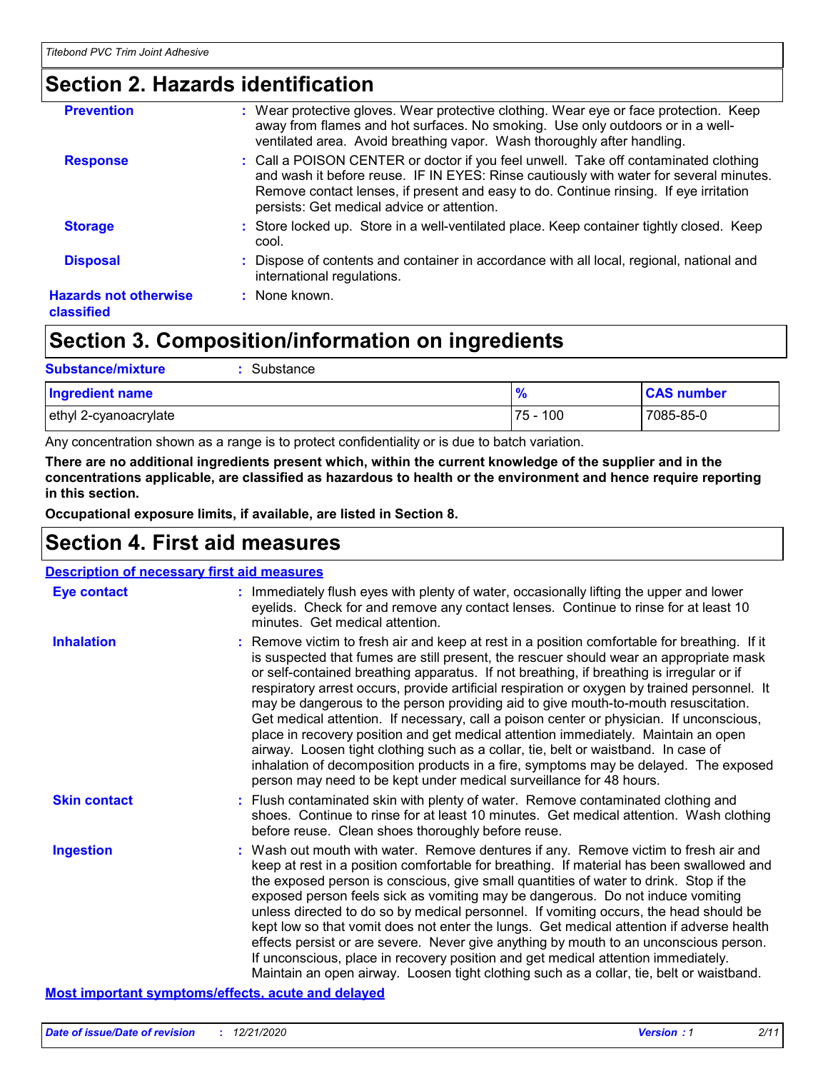## Section 2. Hazards identification

**Prevention** : Wear protective gloves. Wear protective clothing. Wear eye or face protection. Keep away from flames and hot surfaces. No smoking. Use only outdoors or in a well-ventilated area. Avoid breathing vapor. Wash thoroughly after handling.

**Response** : Call a POISON CENTER or doctor if you feel unwell. Take off contaminated clothing and wash it before reuse. IF IN EYES: Rinse cautiously with water for several minutes. Remove contact lenses, if present and easy to do. Continue rinsing. If eye irritation persists: Get medical advice or attention.

**Storage** : Store locked up. Store in a well-ventilated place. Keep container tightly closed. Keep cool.

**Disposal** : Dispose of contents and container in accordance with all local, regional, national and international regulations.

**Hazards not otherwise classified** : None known.

## Section 3. Composition/information on ingredients

**Substance/mixture** : Substance

| Ingredient name | % | CAS number |
|---|---|---|
| ethyl 2-cyanoacrylate | 75 - 100 | 7085-85-0 |

Any concentration shown as a range is to protect confidentiality or is due to batch variation.

**There are no additional ingredients present which, within the current knowledge of the supplier and in the concentrations applicable, are classified as hazardous to health or the environment and hence require reporting in this section.**

**Occupational exposure limits, if available, are listed in Section 8.**

## Section 4. First aid measures

**Description of necessary first aid measures**

**Eye contact** : Immediately flush eyes with plenty of water, occasionally lifting the upper and lower eyelids. Check for and remove any contact lenses. Continue to rinse for at least 10 minutes. Get medical attention.

**Inhalation** : Remove victim to fresh air and keep at rest in a position comfortable for breathing. If it is suspected that fumes are still present, the rescuer should wear an appropriate mask or self-contained breathing apparatus. If not breathing, if breathing is irregular or if respiratory arrest occurs, provide artificial respiration or oxygen by trained personnel. It may be dangerous to the person providing aid to give mouth-to-mouth resuscitation. Get medical attention. If necessary, call a poison center or physician. If unconscious, place in recovery position and get medical attention immediately. Maintain an open airway. Loosen tight clothing such as a collar, tie, belt or waistband. In case of inhalation of decomposition products in a fire, symptoms may be delayed. The exposed person may need to be kept under medical surveillance for 48 hours.

**Skin contact** : Flush contaminated skin with plenty of water. Remove contaminated clothing and shoes. Continue to rinse for at least 10 minutes. Get medical attention. Wash clothing before reuse. Clean shoes thoroughly before reuse.

**Ingestion** : Wash out mouth with water. Remove dentures if any. Remove victim to fresh air and keep at rest in a position comfortable for breathing. If material has been swallowed and the exposed person is conscious, give small quantities of water to drink. Stop if the exposed person feels sick as vomiting may be dangerous. Do not induce vomiting unless directed to do so by medical personnel. If vomiting occurs, the head should be kept low so that vomit does not enter the lungs. Get medical attention if adverse health effects persist or are severe. Never give anything by mouth to an unconscious person. If unconscious, place in recovery position and get medical attention immediately. Maintain an open airway. Loosen tight clothing such as a collar, tie, belt or waistband.

**Most important symptoms/effects, acute and delayed**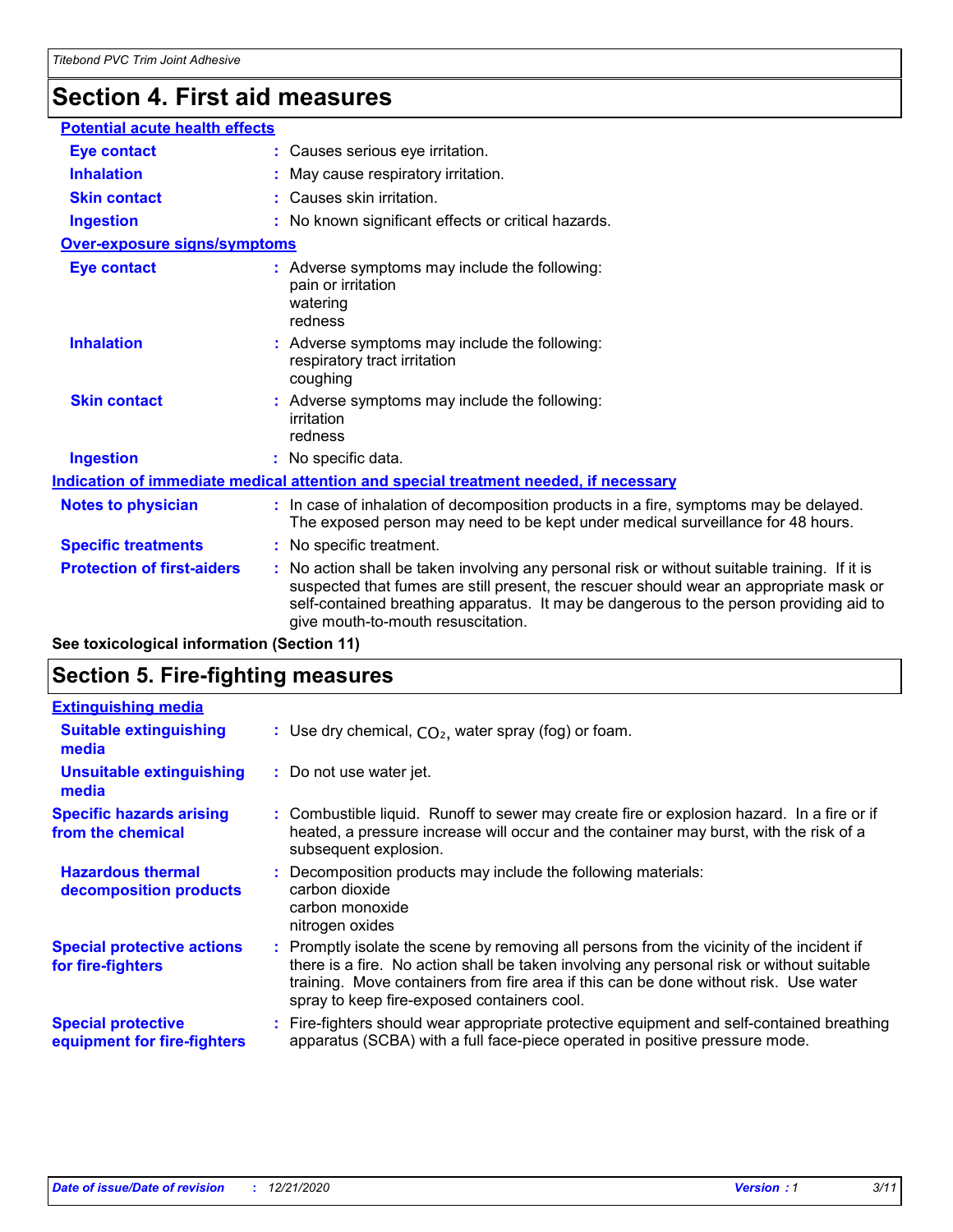# Section 4. First aid measures

**Potential acute health effects**

**Eye contact** : Causes serious eye irritation.

**Inhalation** : May cause respiratory irritation.

**Skin contact** : Causes skin irritation.

**Ingestion** : No known significant effects or critical hazards.

**Over-exposure signs/symptoms**

**Eye contact** : Adverse symptoms may include the following:
pain or irritation
watering
redness

**Inhalation** : Adverse symptoms may include the following:
respiratory tract irritation
coughing

**Skin contact** : Adverse symptoms may include the following:
irritation
redness

**Ingestion** : No specific data.

**Indication of immediate medical attention and special treatment needed, if necessary**

**Notes to physician** : In case of inhalation of decomposition products in a fire, symptoms may be delayed. The exposed person may need to be kept under medical surveillance for 48 hours.

**Specific treatments** : No specific treatment.

**Protection of first-aiders** : No action shall be taken involving any personal risk or without suitable training. If it is suspected that fumes are still present, the rescuer should wear an appropriate mask or self-contained breathing apparatus. It may be dangerous to the person providing aid to give mouth-to-mouth resuscitation.

**See toxicological information (Section 11)**

# Section 5. Fire-fighting measures

**Extinguishing media**

**Suitable extinguishing media** : Use dry chemical, $CO_2$, water spray (fog) or foam.

**Unsuitable extinguishing media** : Do not use water jet.

**Specific hazards arising from the chemical** : Combustible liquid. Runoff to sewer may create fire or explosion hazard. In a fire or if heated, a pressure increase will occur and the container may burst, with the risk of a subsequent explosion.

**Hazardous thermal decomposition products** : Decomposition products may include the following materials:
carbon dioxide
carbon monoxide
nitrogen oxides

**Special protective actions for fire-fighters** : Promptly isolate the scene by removing all persons from the vicinity of the incident if there is a fire. No action shall be taken involving any personal risk or without suitable training. Move containers from fire area if this can be done without risk. Use water spray to keep fire-exposed containers cool.

**Special protective equipment for fire-fighters** : Fire-fighters should wear appropriate protective equipment and self-contained breathing apparatus (SCBA) with a full face-piece operated in positive pressure mode.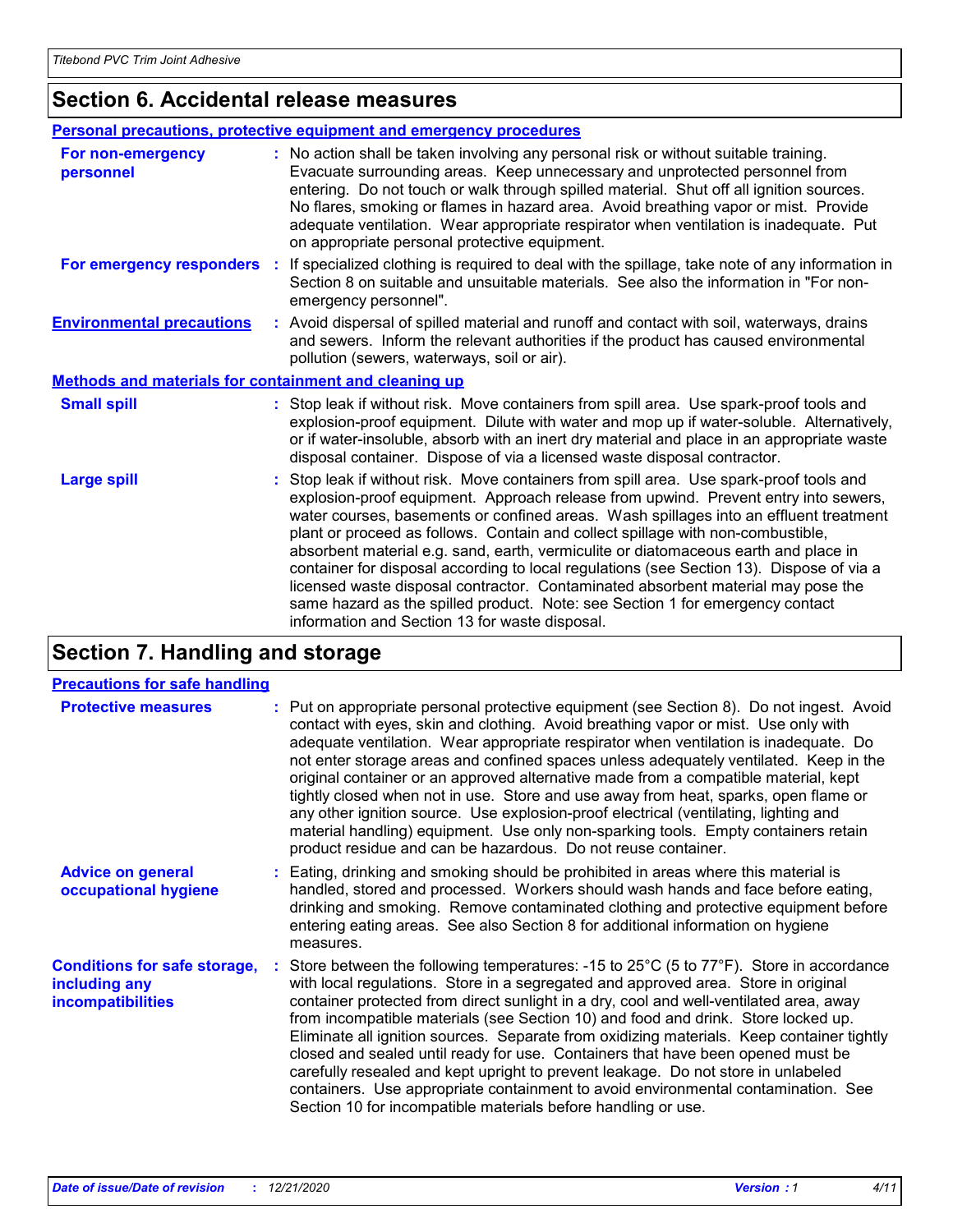## Section 6. Accidental release measures

### Personal precautions, protective equipment and emergency procedures

**For non-emergency personnel** : No action shall be taken involving any personal risk or without suitable training. Evacuate surrounding areas. Keep unnecessary and unprotected personnel from entering. Do not touch or walk through spilled material. Shut off all ignition sources. No flares, smoking or flames in hazard area. Avoid breathing vapor or mist. Provide adequate ventilation. Wear appropriate respirator when ventilation is inadequate. Put on appropriate personal protective equipment.

**For emergency responders** : If specialized clothing is required to deal with the spillage, take note of any information in Section 8 on suitable and unsuitable materials. See also the information in "For non-emergency personnel".

**Environmental precautions** : Avoid dispersal of spilled material and runoff and contact with soil, waterways, drains and sewers. Inform the relevant authorities if the product has caused environmental pollution (sewers, waterways, soil or air).

### Methods and materials for containment and cleaning up

**Small spill** : Stop leak if without risk. Move containers from spill area. Use spark-proof tools and explosion-proof equipment. Dilute with water and mop up if water-soluble. Alternatively, or if water-insoluble, absorb with an inert dry material and place in an appropriate waste disposal container. Dispose of via a licensed waste disposal contractor.

**Large spill** : Stop leak if without risk. Move containers from spill area. Use spark-proof tools and explosion-proof equipment. Approach release from upwind. Prevent entry into sewers, water courses, basements or confined areas. Wash spillages into an effluent treatment plant or proceed as follows. Contain and collect spillage with non-combustible, absorbent material e.g. sand, earth, vermiculite or diatomaceous earth and place in container for disposal according to local regulations (see Section 13). Dispose of via a licensed waste disposal contractor. Contaminated absorbent material may pose the same hazard as the spilled product. Note: see Section 1 for emergency contact information and Section 13 for waste disposal.

## Section 7. Handling and storage

### Precautions for safe handling

**Protective measures** : Put on appropriate personal protective equipment (see Section 8). Do not ingest. Avoid contact with eyes, skin and clothing. Avoid breathing vapor or mist. Use only with adequate ventilation. Wear appropriate respirator when ventilation is inadequate. Do not enter storage areas and confined spaces unless adequately ventilated. Keep in the original container or an approved alternative made from a compatible material, kept tightly closed when not in use. Store and use away from heat, sparks, open flame or any other ignition source. Use explosion-proof electrical (ventilating, lighting and material handling) equipment. Use only non-sparking tools. Empty containers retain product residue and can be hazardous. Do not reuse container.

**Advice on general occupational hygiene** : Eating, drinking and smoking should be prohibited in areas where this material is handled, stored and processed. Workers should wash hands and face before eating, drinking and smoking. Remove contaminated clothing and protective equipment before entering eating areas. See also Section 8 for additional information on hygiene measures.

**Conditions for safe storage, including any incompatibilities** : Store between the following temperatures: -15 to 25°C (5 to 77°F). Store in accordance with local regulations. Store in a segregated and approved area. Store in original container protected from direct sunlight in a dry, cool and well-ventilated area, away from incompatible materials (see Section 10) and food and drink. Store locked up. Eliminate all ignition sources. Separate from oxidizing materials. Keep container tightly closed and sealed until ready for use. Containers that have been opened must be carefully resealed and kept upright to prevent leakage. Do not store in unlabeled containers. Use appropriate containment to avoid environmental contamination. See Section 10 for incompatible materials before handling or use.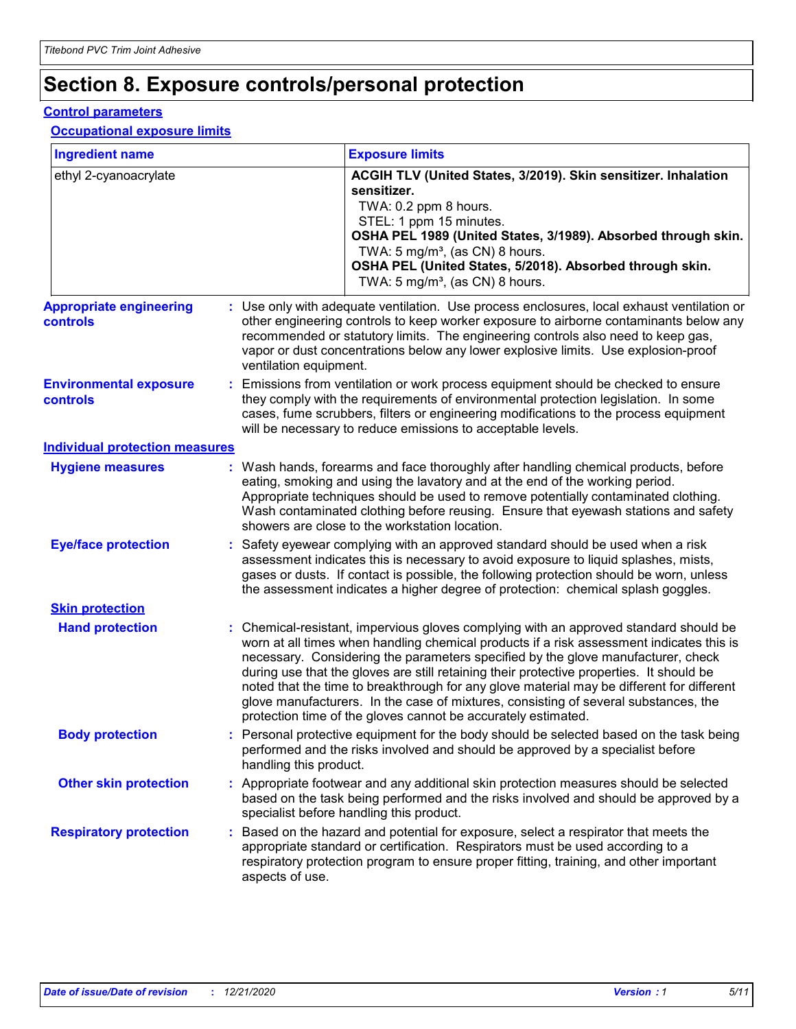# Section 8. Exposure controls/personal protection

## Control parameters

### Occupational exposure limits

| Ingredient name | Exposure limits |
| --- | --- |
| ethyl 2-cyanoacrylate | **ACGIH TLV (United States, 3/2019). Skin sensitizer. Inhalation sensitizer.**<br>TWA: 0.2 ppm 8 hours.<br>STEL: 1 ppm 15 minutes.<br>**OSHA PEL 1989 (United States, 3/1989). Absorbed through skin.**<br>TWA: 5 mg/m³, (as CN) 8 hours.<br>**OSHA PEL (United States, 5/2018). Absorbed through skin.**<br>TWA: 5 mg/m³, (as CN) 8 hours. |

**Appropriate engineering controls** : Use only with adequate ventilation. Use process enclosures, local exhaust ventilation or other engineering controls to keep worker exposure to airborne contaminants below any recommended or statutory limits. The engineering controls also need to keep gas, vapor or dust concentrations below any lower explosive limits. Use explosion-proof ventilation equipment.

**Environmental exposure controls** : Emissions from ventilation or work process equipment should be checked to ensure they comply with the requirements of environmental protection legislation. In some cases, fume scrubbers, filters or engineering modifications to the process equipment will be necessary to reduce emissions to acceptable levels.

## Individual protection measures

**Hygiene measures** : Wash hands, forearms and face thoroughly after handling chemical products, before eating, smoking and using the lavatory and at the end of the working period. Appropriate techniques should be used to remove potentially contaminated clothing. Wash contaminated clothing before reusing. Ensure that eyewash stations and safety showers are close to the workstation location.

**Eye/face protection** : Safety eyewear complying with an approved standard should be used when a risk assessment indicates this is necessary to avoid exposure to liquid splashes, mists, gases or dusts. If contact is possible, the following protection should be worn, unless the assessment indicates a higher degree of protection: chemical splash goggles.

### Skin protection

**Hand protection** : Chemical-resistant, impervious gloves complying with an approved standard should be worn at all times when handling chemical products if a risk assessment indicates this is necessary. Considering the parameters specified by the glove manufacturer, check during use that the gloves are still retaining their protective properties. It should be noted that the time to breakthrough for any glove material may be different for different glove manufacturers. In the case of mixtures, consisting of several substances, the protection time of the gloves cannot be accurately estimated.

**Body protection** : Personal protective equipment for the body should be selected based on the task being performed and the risks involved and should be approved by a specialist before handling this product.

**Other skin protection** : Appropriate footwear and any additional skin protection measures should be selected based on the task being performed and the risks involved and should be approved by a specialist before handling this product.

**Respiratory protection** : Based on the hazard and potential for exposure, select a respirator that meets the appropriate standard or certification. Respirators must be used according to a respiratory protection program to ensure proper fitting, training, and other important aspects of use.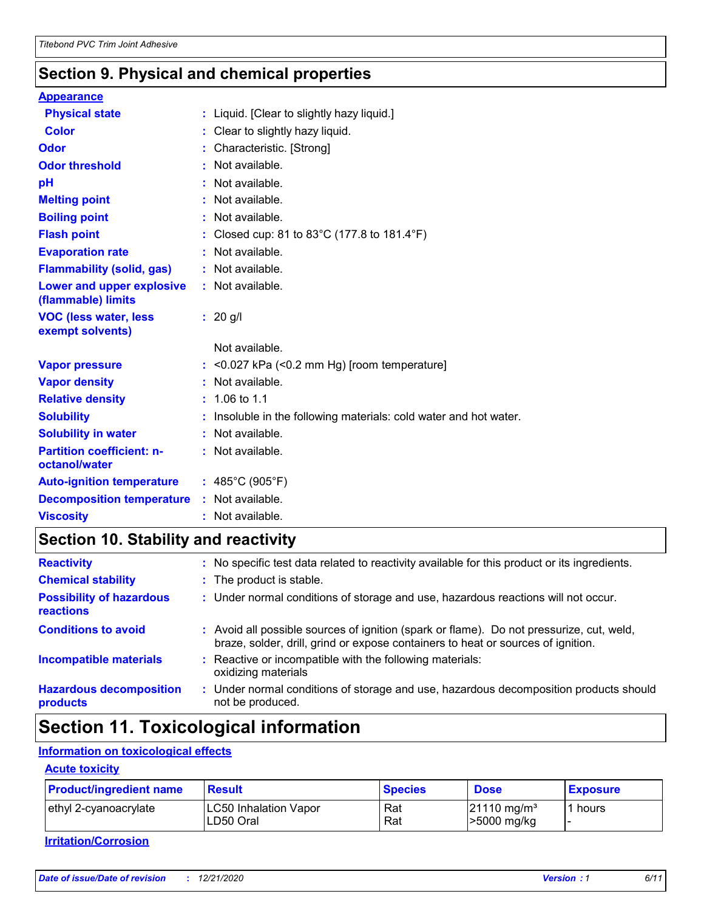## Section 9. Physical and chemical properties

**Appearance**

| | |
|---|---|
| **Physical state** | : Liquid. [Clear to slightly hazy liquid.] |
| **Color** | : Clear to slightly hazy liquid. |
| **Odor** | : Characteristic. [Strong] |
| **Odor threshold** | : Not available. |
| **pH** | : Not available. |
| **Melting point** | : Not available. |
| **Boiling point** | : Not available. |
| **Flash point** | : Closed cup: 81 to 83°C (177.8 to 181.4°F) |
| **Evaporation rate** | : Not available. |
| **Flammability (solid, gas)** | : Not available. |
| **Lower and upper explosive (flammable) limits** | : Not available. |
| **VOC (less water, less exempt solvents)** | : 20 g/l |
| | Not available. |
| **Vapor pressure** | : <0.027 kPa (<0.2 mm Hg) [room temperature] |
| **Vapor density** | : Not available. |
| **Relative density** | : 1.06 to 1.1 |
| **Solubility** | : Insoluble in the following materials: cold water and hot water. |
| **Solubility in water** | : Not available. |
| **Partition coefficient: n-octanol/water** | : Not available. |
| **Auto-ignition temperature** | : 485°C (905°F) |
| **Decomposition temperature** | : Not available. |
| **Viscosity** | : Not available. |

## Section 10. Stability and reactivity

| | |
|---|---|
| **Reactivity** | : No specific test data related to reactivity available for this product or its ingredients. |
| **Chemical stability** | : The product is stable. |
| **Possibility of hazardous reactions** | : Under normal conditions of storage and use, hazardous reactions will not occur. |
| **Conditions to avoid** | : Avoid all possible sources of ignition (spark or flame). Do not pressurize, cut, weld, braze, solder, drill, grind or expose containers to heat or sources of ignition. |
| **Incompatible materials** | : Reactive or incompatible with the following materials: oxidizing materials |
| **Hazardous decomposition products** | : Under normal conditions of storage and use, hazardous decomposition products should not be produced. |

## Section 11. Toxicological information

**Information on toxicological effects**

**Acute toxicity**

| Product/ingredient name | Result | Species | Dose | Exposure |
|---|---|---|---|---|
| ethyl 2-cyanoacrylate | LC50 Inhalation Vapor<br>LD50 Oral | Rat<br>Rat | 21110 mg/m³<br>>5000 mg/kg | 1 hours<br>- |

**Irritation/Corrosion**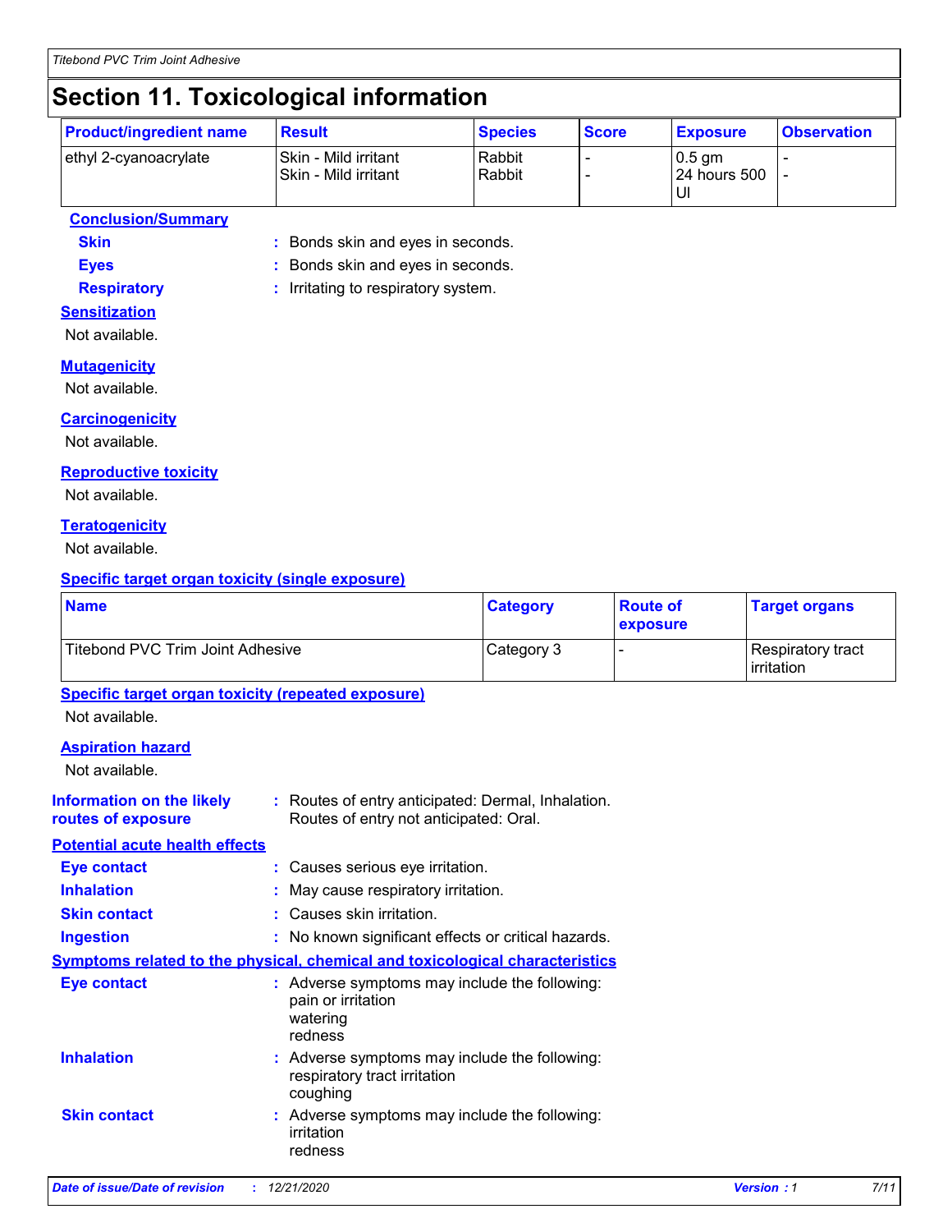# Section 11. Toxicological information

| Product/ingredient name | Result | Species | Score | Exposure | Observation |
| --- | --- | --- | --- | --- | --- |
| ethyl 2-cyanoacrylate | Skin - Mild irritant<br>Skin - Mild irritant | Rabbit<br>Rabbit | -<br>- | 0.5 gm<br>24 hours 500 Ul | -<br>- |

**Conclusion/Summary**

**Skin** : Bonds skin and eyes in seconds.

**Eyes** : Bonds skin and eyes in seconds.

**Respiratory** : Irritating to respiratory system.

**Sensitization**

Not available.

**Mutagenicity**

Not available.

**Carcinogenicity**

Not available.

**Reproductive toxicity**

Not available.

**Teratogenicity**

Not available.

**Specific target organ toxicity (single exposure)**

| Name | Category | Route of exposure | Target organs |
| --- | --- | --- | --- |
| Titebond PVC Trim Joint Adhesive | Category 3 | - | Respiratory tract irritation |

**Specific target organ toxicity (repeated exposure)**

Not available.

**Aspiration hazard**

Not available.

**Information on the likely routes of exposure** : Routes of entry anticipated: Dermal, Inhalation. Routes of entry not anticipated: Oral.

**Potential acute health effects**

**Eye contact** : Causes serious eye irritation.

**Inhalation** : May cause respiratory irritation.

**Skin contact** : Causes skin irritation.

**Ingestion** : No known significant effects or critical hazards.

**Symptoms related to the physical, chemical and toxicological characteristics**

**Eye contact** : Adverse symptoms may include the following:
pain or irritation
watering
redness

**Inhalation** : Adverse symptoms may include the following:
respiratory tract irritation
coughing

**Skin contact** : Adverse symptoms may include the following:
irritation
redness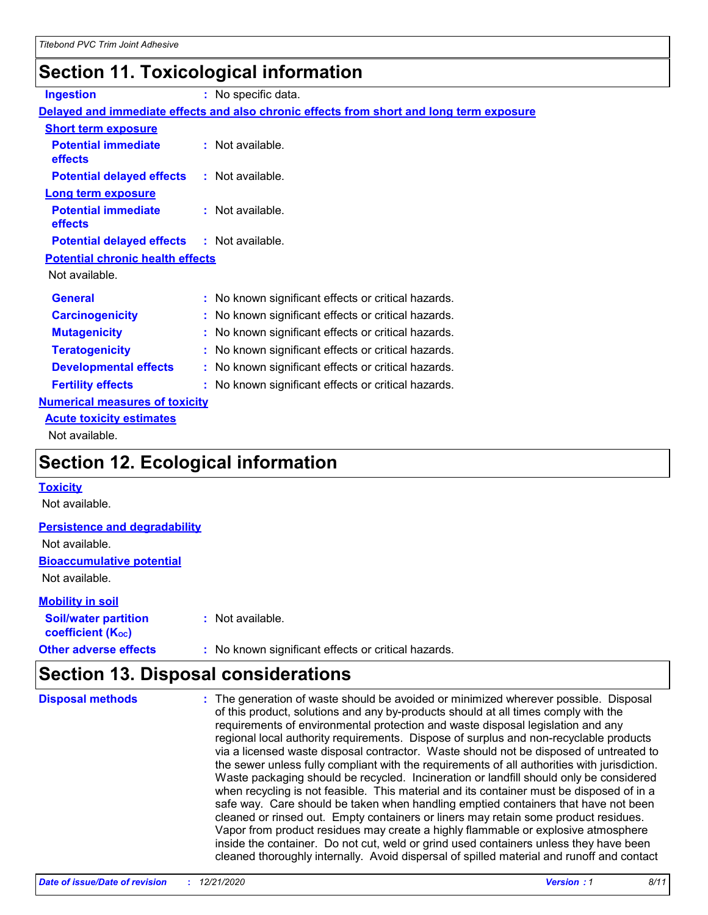## Section 11. Toxicological information

**Ingestion** : No specific data.

**Delayed and immediate effects and also chronic effects from short and long term exposure**

**Short term exposure**

| | |
|---|---|
| **Potential immediate effects** | : Not available. |
| **Potential delayed effects** | : Not available. |

**Long term exposure**

| | |
|---|---|
| **Potential immediate effects** | : Not available. |
| **Potential delayed effects** | : Not available. |

**Potential chronic health effects**

Not available.

| | |
|---|---|
| **General** | : No known significant effects or critical hazards. |
| **Carcinogenicity** | : No known significant effects or critical hazards. |
| **Mutagenicity** | : No known significant effects or critical hazards. |
| **Teratogenicity** | : No known significant effects or critical hazards. |
| **Developmental effects** | : No known significant effects or critical hazards. |
| **Fertility effects** | : No known significant effects or critical hazards. |

**Numerical measures of toxicity**

**Acute toxicity estimates**

Not available.

## Section 12. Ecological information

**Toxicity**

Not available.

**Persistence and degradability**

Not available.

**Bioaccumulative potential**

Not available.

**Mobility in soil**

| | |
|---|---|
| **Soil/water partition coefficient ($K_{OC}$)** | : Not available. |
| **Other adverse effects** | : No known significant effects or critical hazards. |

## Section 13. Disposal considerations

**Disposal methods** : The generation of waste should be avoided or minimized wherever possible. Disposal of this product, solutions and any by-products should at all times comply with the requirements of environmental protection and waste disposal legislation and any regional local authority requirements. Dispose of surplus and non-recyclable products via a licensed waste disposal contractor. Waste should not be disposed of untreated to the sewer unless fully compliant with the requirements of all authorities with jurisdiction. Waste packaging should be recycled. Incineration or landfill should only be considered when recycling is not feasible. This material and its container must be disposed of in a safe way. Care should be taken when handling emptied containers that have not been cleaned or rinsed out. Empty containers or liners may retain some product residues. Vapor from product residues may create a highly flammable or explosive atmosphere inside the container. Do not cut, weld or grind used containers unless they have been cleaned thoroughly internally. Avoid dispersal of spilled material and runoff and contact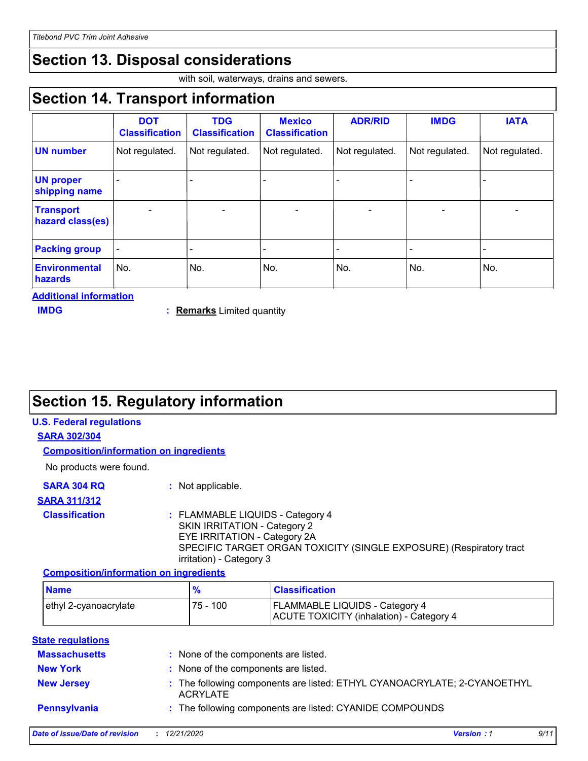## Section 13. Disposal considerations

with soil, waterways, drains and sewers.

## Section 14. Transport information

| | DOT Classification | TDG Classification | Mexico Classification | ADR/RID | IMDG | IATA |
|---|---|---|---|---|---|---|
| UN number | Not regulated. | Not regulated. | Not regulated. | Not regulated. | Not regulated. | Not regulated. |
| UN proper shipping name | - | - | - | - | - | - |
| Transport hazard class(es) | - | - | - | - | - | - |
| Packing group | - | - | - | - | - | - |
| Environmental hazards | No. | No. | No. | No. | No. | No. |

**Additional information**

**IMDG** : **Remarks** Limited quantity

## Section 15. Regulatory information

**U.S. Federal regulations**

**SARA 302/304**

**Composition/information on ingredients**

No products were found.

**SARA 304 RQ** : Not applicable.

**SARA 311/312**

**Classification** : FLAMMABLE LIQUIDS - Category 4
SKIN IRRITATION - Category 2
EYE IRRITATION - Category 2A
SPECIFIC TARGET ORGAN TOXICITY (SINGLE EXPOSURE) (Respiratory tract irritation) - Category 3

**Composition/information on ingredients**

| Name | % | Classification |
|---|---|---|
| ethyl 2-cyanoacrylate | 75 - 100 | FLAMMABLE LIQUIDS - Category 4<br>ACUTE TOXICITY (inhalation) - Category 4 |

**State regulations**

**Massachusetts** : None of the components are listed.

**New York** : None of the components are listed.

**New Jersey** : The following components are listed: ETHYL CYANOACRYLATE; 2-CYANOETHYL ACRYLATE

**Pennsylvania** : The following components are listed: CYANIDE COMPOUNDS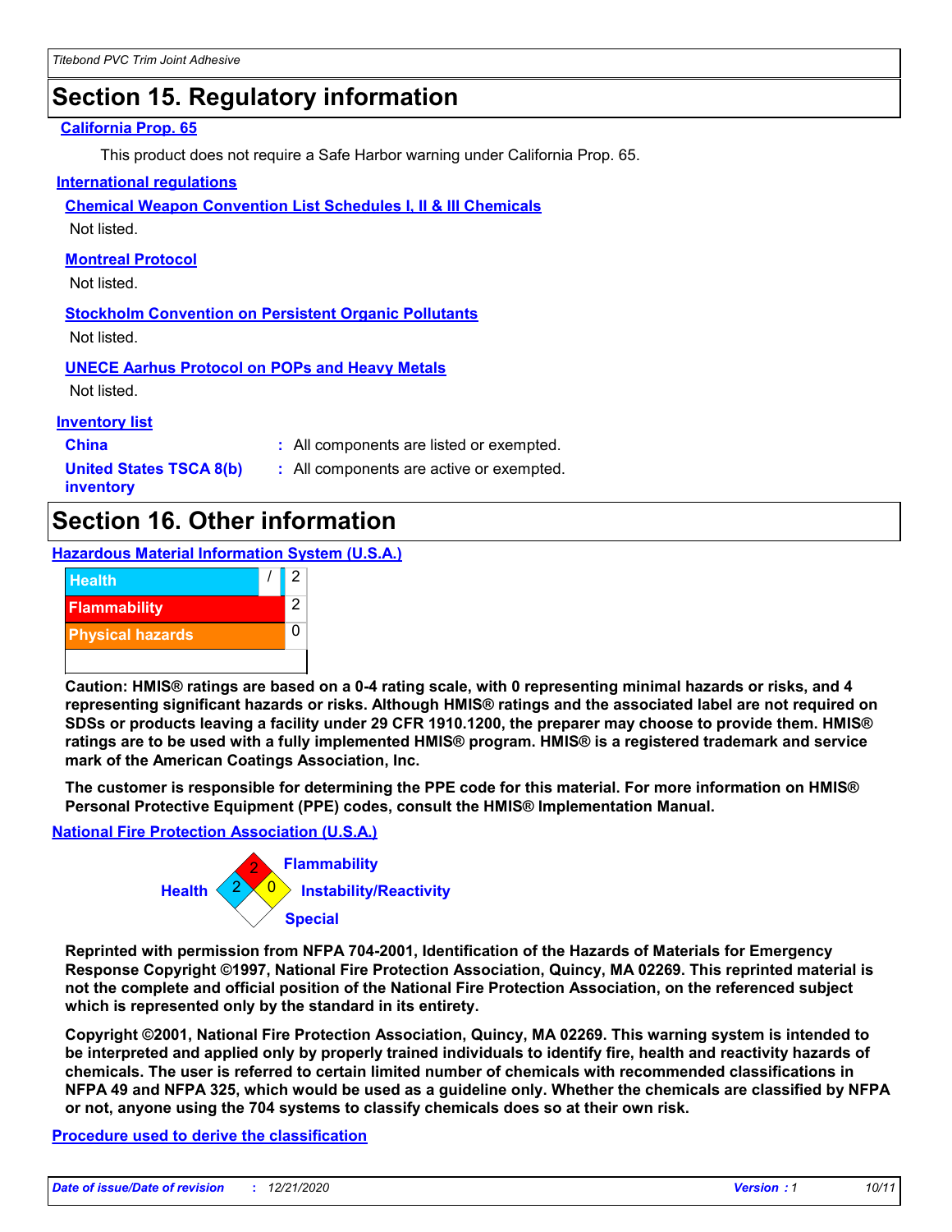## Section 15. Regulatory information

### California Prop. 65

This product does not require a Safe Harbor warning under California Prop. 65.

### International regulations

**Chemical Weapon Convention List Schedules I, II & III Chemicals**

Not listed.

**Montreal Protocol**

Not listed.

**Stockholm Convention on Persistent Organic Pollutants**

Not listed.

**UNECE Aarhus Protocol on POPs and Heavy Metals**

Not listed.

### Inventory list

**China** : All components are listed or exempted.

**United States TSCA 8(b) inventory** : All components are active or exempted.

## Section 16. Other information

### Hazardous Material Information System (U.S.A.)

| | | |
|---|---|---|
| Health | / | 2 |
| Flammability | | 2 |
| Physical hazards | | 0 |
| | | |

**Caution: HMIS® ratings are based on a 0-4 rating scale, with 0 representing minimal hazards or risks, and 4 representing significant hazards or risks. Although HMIS® ratings and the associated label are not required on SDSs or products leaving a facility under 29 CFR 1910.1200, the preparer may choose to provide them. HMIS® ratings are to be used with a fully implemented HMIS® program. HMIS® is a registered trademark and service mark of the American Coatings Association, Inc.**

**The customer is responsible for determining the PPE code for this material. For more information on HMIS® Personal Protective Equipment (PPE) codes, consult the HMIS® Implementation Manual.**

### National Fire Protection Association (U.S.A.)

Flammability: 2

Health: 2

Instability/Reactivity: 0

Special:

**Reprinted with permission from NFPA 704-2001, Identification of the Hazards of Materials for Emergency Response Copyright ©1997, National Fire Protection Association, Quincy, MA 02269. This reprinted material is not the complete and official position of the National Fire Protection Association, on the referenced subject which is represented only by the standard in its entirety.**

**Copyright ©2001, National Fire Protection Association, Quincy, MA 02269. This warning system is intended to be interpreted and applied only by properly trained individuals to identify fire, health and reactivity hazards of chemicals. The user is referred to certain limited number of chemicals with recommended classifications in NFPA 49 and NFPA 325, which would be used as a guideline only. Whether the chemicals are classified by NFPA or not, anyone using the 704 systems to classify chemicals does so at their own risk.**

### Procedure used to derive the classification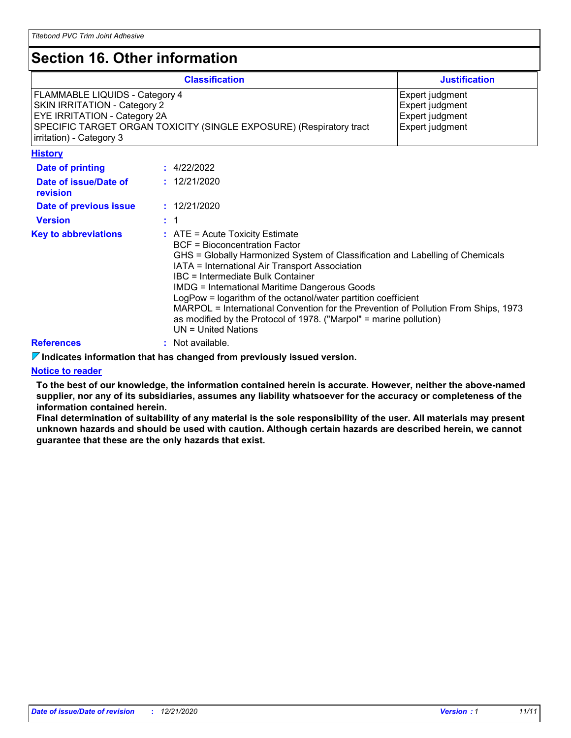# Section 16. Other information

| Classification | Justification |
| --- | --- |
| FLAMMABLE LIQUIDS - Category 4 | Expert judgment |
| SKIN IRRITATION - Category 2 | Expert judgment |
| EYE IRRITATION - Category 2A | Expert judgment |
| SPECIFIC TARGET ORGAN TOXICITY (SINGLE EXPOSURE) (Respiratory tract irritation) - Category 3 | Expert judgment |

**History**

**Date of printing** : 4/22/2022

**Date of issue/Date of revision** : 12/21/2020

**Date of previous issue** : 12/21/2020

**Version** : 1

**Key to abbreviations** :
ATE = Acute Toxicity Estimate
BCF = Bioconcentration Factor
GHS = Globally Harmonized System of Classification and Labelling of Chemicals
IATA = International Air Transport Association
IBC = Intermediate Bulk Container
IMDG = International Maritime Dangerous Goods
LogPow = logarithm of the octanol/water partition coefficient
MARPOL = International Convention for the Prevention of Pollution From Ships, 1973 as modified by the Protocol of 1978. ("Marpol" = marine pollution)
UN = United Nations

**References** : Not available.

**Indicates information that has changed from previously issued version.**

**Notice to reader**

**To the best of our knowledge, the information contained herein is accurate. However, neither the above-named supplier, nor any of its subsidiaries, assumes any liability whatsoever for the accuracy or completeness of the information contained herein.**

**Final determination of suitability of any material is the sole responsibility of the user. All materials may present unknown hazards and should be used with caution. Although certain hazards are described herein, we cannot guarantee that these are the only hazards that exist.**